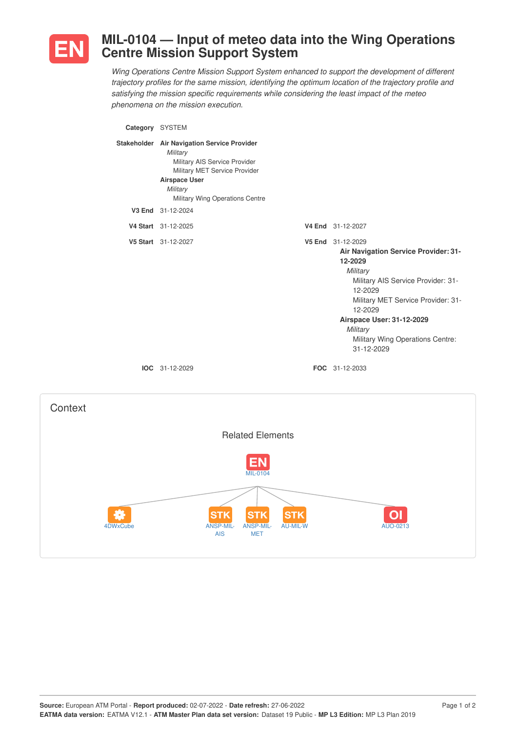# EN MIL-0104 — Input of meteo data into the Wing Operations Centre Mission Support System

*Wing Operations Centre Mission Support System enhanced to support the development of different trajectory profiles for the same mission, identifying the optimum location of the trajectory profile and satisfying the mission specific requirements while considering the least impact of the meteo phenomena on the mission execution.*

**Category** SYSTEM

**Stakeholder**
- **Air Navigation Service Provider**
  - *Military*
    - Military AIS Service Provider
    - Military MET Service Provider
- **Airspace User**
  - *Military*
    - Military Wing Operations Centre

**V3 End** 31-12-2024

**V4 Start** 31-12-2025 **V4 End** 31-12-2027

**V5 Start** 31-12-2027 **V5 End** 31-12-2029
- **Air Navigation Service Provider: 31-12-2029**
  - *Military*
    - Military AIS Service Provider: 31-12-2029
    - Military MET Service Provider: 31-12-2029
- **Airspace User: 31-12-2029**
  - *Military*
    - Military Wing Operations Centre: 31-12-2029

**IOC** 31-12-2029 **FOC** 31-12-2033

## Context

### Related Elements

EN MIL-0104

- 4DWxCube
- STK ANSP-MIL-AIS
- STK ANSP-MIL-MET
- STK AU-MIL-W
- OI AUO-0213

**Source:** European ATM Portal - **Report produced:** 02-07-2022 - **Date refresh:** 27-06-2022
**EATMA data version:** EATMA V12.1 - **ATM Master Plan data set version:** Dataset 19 Public - **MP L3 Edition:** MP L3 Plan 2019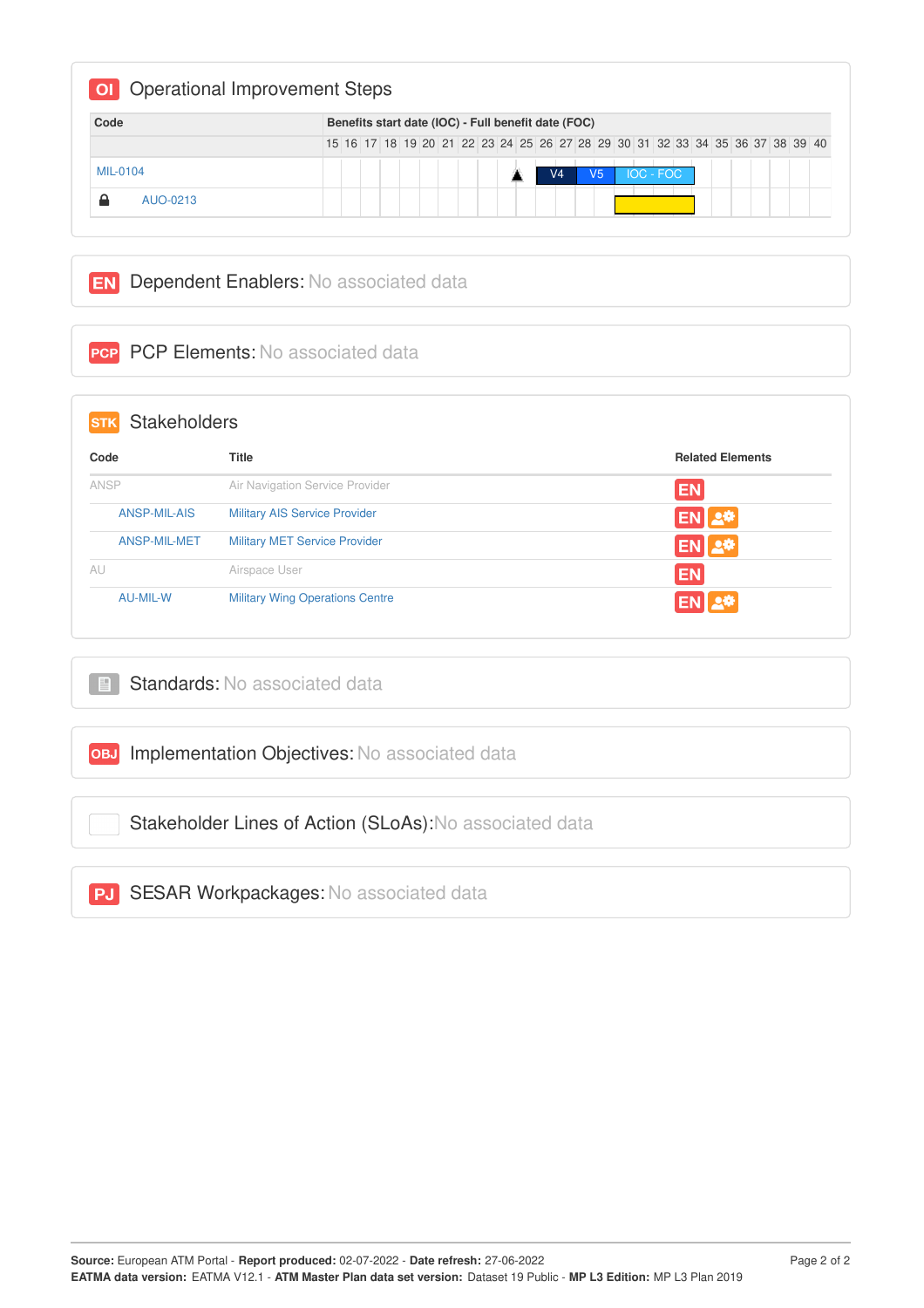## OI Operational Improvement Steps

| Code | Benefits start date (IOC) - Full benefit date (FOC) |
| --- | --- |
| | 15 16 17 18 19 20 21 22 23 24 25 26 27 28 29 30 31 32 33 34 35 36 37 38 39 40 |
| MIL-0104 | V4 V5 IOC - FOC |
| AUO-0213 | |

## EN Dependent Enablers: No associated data

## PCP PCP Elements: No associated data

## STK Stakeholders

| Code | Title | Related Elements |
| --- | --- | --- |
| ANSP | Air Navigation Service Provider | EN |
| ANSP-MIL-AIS | Military AIS Service Provider | EN |
| ANSP-MIL-MET | Military MET Service Provider | EN |
| AU | Airspace User | EN |
| AU-MIL-W | Military Wing Operations Centre | EN |

## Standards: No associated data

## OBJ Implementation Objectives: No associated data

## Stakeholder Lines of Action (SLoAs): No associated data

## PJ SESAR Workpackages: No associated data

**Source:** European ATM Portal - **Report produced:** 02-07-2022 - **Date refresh:** 27-06-2022
**EATMA data version:** EATMA V12.1 - **ATM Master Plan data set version:** Dataset 19 Public - **MP L3 Edition:** MP L3 Plan 2019